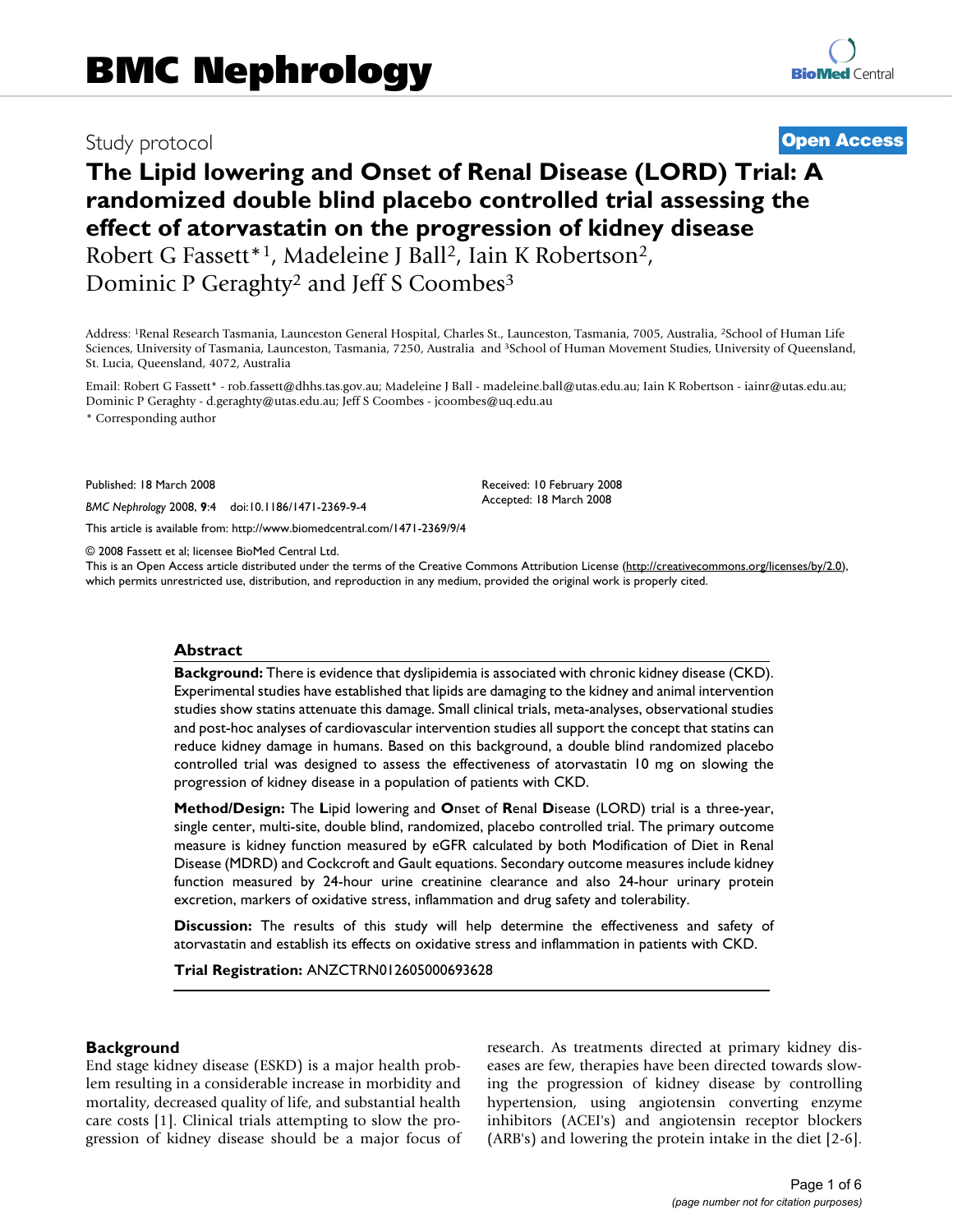Study protocol

**Open Access**

# The Lipid lowering and Onset of Renal Disease (LORD) Trial: A randomized double blind placebo controlled trial assessing the effect of atorvastatin on the progression of kidney disease

Robert G Fassett*[1], Madeleine J Ball[2], Iain K Robertson[2], Dominic P Geraghty[2] and Jeff S Coombes[3]

Address: [1]Renal Research Tasmania, Launceston General Hospital, Charles St., Launceston, Tasmania, 7005, Australia, [2]School of Human Life Sciences, University of Tasmania, Launceston, Tasmania, 7250, Australia and [3]School of Human Movement Studies, University of Queensland, St. Lucia, Queensland, 4072, Australia

Email: Robert G Fassett* - rob.fassett@dhhs.tas.gov.au; Madeleine J Ball - madeleine.ball@utas.edu.au; Iain K Robertson - iainr@utas.edu.au; Dominic P Geraghty - d.geraghty@utas.edu.au; Jeff S Coombes - jcoombes@uq.edu.au

\* Corresponding author

Published: 18 March 2008

*BMC Nephrology* 2008, **9**:4 doi:10.1186/1471-2369-9-4

Received: 10 February 2008
Accepted: 18 March 2008

This article is available from: http://www.biomedcentral.com/1471-2369/9/4

© 2008 Fassett et al; licensee BioMed Central Ltd.
This is an Open Access article distributed under the terms of the Creative Commons Attribution License (http://creativecommons.org/licenses/by/2.0), which permits unrestricted use, distribution, and reproduction in any medium, provided the original work is properly cited.

## Abstract

**Background:** There is evidence that dyslipidemia is associated with chronic kidney disease (CKD). Experimental studies have established that lipids are damaging to the kidney and animal intervention studies show statins attenuate this damage. Small clinical trials, meta-analyses, observational studies and post-hoc analyses of cardiovascular intervention studies all support the concept that statins can reduce kidney damage in humans. Based on this background, a double blind randomized placebo controlled trial was designed to assess the effectiveness of atorvastatin 10 mg on slowing the progression of kidney disease in a population of patients with CKD.

**Method/Design:** The **L**ipid lowering and **O**nset of **R**enal **D**isease (LORD) trial is a three-year, single center, multi-site, double blind, randomized, placebo controlled trial. The primary outcome measure is kidney function measured by eGFR calculated by both Modification of Diet in Renal Disease (MDRD) and Cockcroft and Gault equations. Secondary outcome measures include kidney function measured by 24-hour urine creatinine clearance and also 24-hour urinary protein excretion, markers of oxidative stress, inflammation and drug safety and tolerability.

**Discussion:** The results of this study will help determine the effectiveness and safety of atorvastatin and establish its effects on oxidative stress and inflammation in patients with CKD.

**Trial Registration:** ANZCTRN012605000693628

## Background

End stage kidney disease (ESKD) is a major health problem resulting in a considerable increase in morbidity and mortality, decreased quality of life, and substantial health care costs [1]. Clinical trials attempting to slow the progression of kidney disease should be a major focus of research. As treatments directed at primary kidney diseases are few, therapies have been directed towards slowing the progression of kidney disease by controlling hypertension, using angiotensin converting enzyme inhibitors (ACEI's) and angiotensin receptor blockers (ARB's) and lowering the protein intake in the diet [2-6].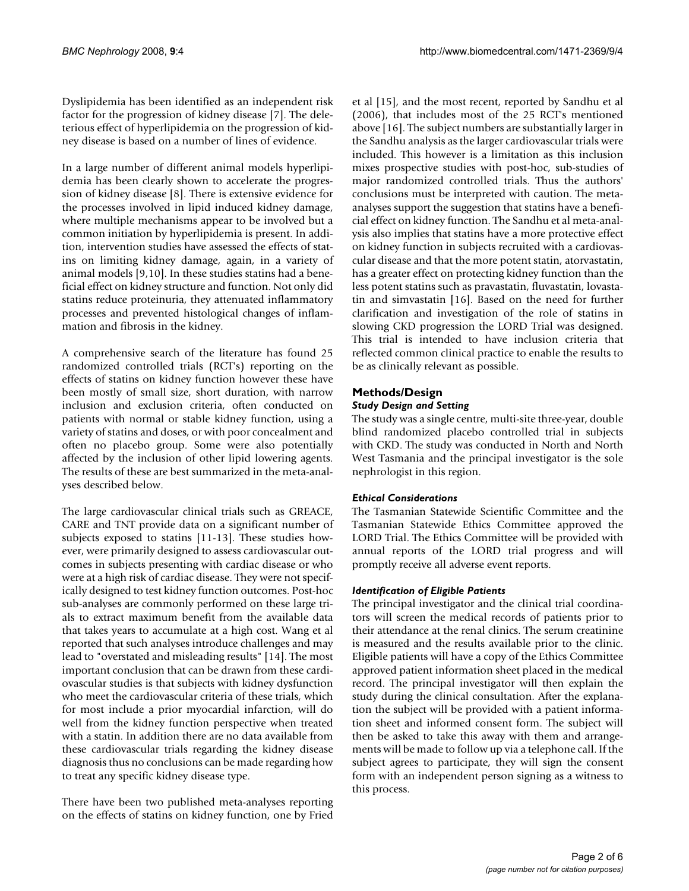Dyslipidemia has been identified as an independent risk factor for the progression of kidney disease [7]. The deleterious effect of hyperlipidemia on the progression of kidney disease is based on a number of lines of evidence.

In a large number of different animal models hyperlipidemia has been clearly shown to accelerate the progression of kidney disease [8]. There is extensive evidence for the processes involved in lipid induced kidney damage, where multiple mechanisms appear to be involved but a common initiation by hyperlipidemia is present. In addition, intervention studies have assessed the effects of statins on limiting kidney damage, again, in a variety of animal models [9,10]. In these studies statins had a beneficial effect on kidney structure and function. Not only did statins reduce proteinuria, they attenuated inflammatory processes and prevented histological changes of inflammation and fibrosis in the kidney.

A comprehensive search of the literature has found 25 randomized controlled trials (RCT's) reporting on the effects of statins on kidney function however these have been mostly of small size, short duration, with narrow inclusion and exclusion criteria, often conducted on patients with normal or stable kidney function, using a variety of statins and doses, or with poor concealment and often no placebo group. Some were also potentially affected by the inclusion of other lipid lowering agents. The results of these are best summarized in the meta-analyses described below.

The large cardiovascular clinical trials such as GREACE, CARE and TNT provide data on a significant number of subjects exposed to statins [11-13]. These studies however, were primarily designed to assess cardiovascular outcomes in subjects presenting with cardiac disease or who were at a high risk of cardiac disease. They were not specifically designed to test kidney function outcomes. Post-hoc sub-analyses are commonly performed on these large trials to extract maximum benefit from the available data that takes years to accumulate at a high cost. Wang et al reported that such analyses introduce challenges and may lead to "overstated and misleading results" [14]. The most important conclusion that can be drawn from these cardiovascular studies is that subjects with kidney dysfunction who meet the cardiovascular criteria of these trials, which for most include a prior myocardial infarction, will do well from the kidney function perspective when treated with a statin. In addition there are no data available from these cardiovascular trials regarding the kidney disease diagnosis thus no conclusions can be made regarding how to treat any specific kidney disease type.

There have been two published meta-analyses reporting on the effects of statins on kidney function, one by Fried et al [15], and the most recent, reported by Sandhu et al (2006), that includes most of the 25 RCT's mentioned above [16]. The subject numbers are substantially larger in the Sandhu analysis as the larger cardiovascular trials were included. This however is a limitation as this inclusion mixes prospective studies with post-hoc, sub-studies of major randomized controlled trials. Thus the authors' conclusions must be interpreted with caution. The meta-analyses support the suggestion that statins have a beneficial effect on kidney function. The Sandhu et al meta-analysis also implies that statins have a more protective effect on kidney function in subjects recruited with a cardiovascular disease and that the more potent statin, atorvastatin, has a greater effect on protecting kidney function than the less potent statins such as pravastatin, fluvastatin, lovastatin and simvastatin [16]. Based on the need for further clarification and investigation of the role of statins in slowing CKD progression the LORD Trial was designed. This trial is intended to have inclusion criteria that reflected common clinical practice to enable the results to be as clinically relevant as possible.

## Methods/Design

### *Study Design and Setting*

The study was a single centre, multi-site three-year, double blind randomized placebo controlled trial in subjects with CKD. The study was conducted in North and North West Tasmania and the principal investigator is the sole nephrologist in this region.

### *Ethical Considerations*

The Tasmanian Statewide Scientific Committee and the Tasmanian Statewide Ethics Committee approved the LORD Trial. The Ethics Committee will be provided with annual reports of the LORD trial progress and will promptly receive all adverse event reports.

### *Identification of Eligible Patients*

The principal investigator and the clinical trial coordinators will screen the medical records of patients prior to their attendance at the renal clinics. The serum creatinine is measured and the results available prior to the clinic. Eligible patients will have a copy of the Ethics Committee approved patient information sheet placed in the medical record. The principal investigator will then explain the study during the clinical consultation. After the explanation the subject will be provided with a patient information sheet and informed consent form. The subject will then be asked to take this away with them and arrangements will be made to follow up via a telephone call. If the subject agrees to participate, they will sign the consent form with an independent person signing as a witness to this process.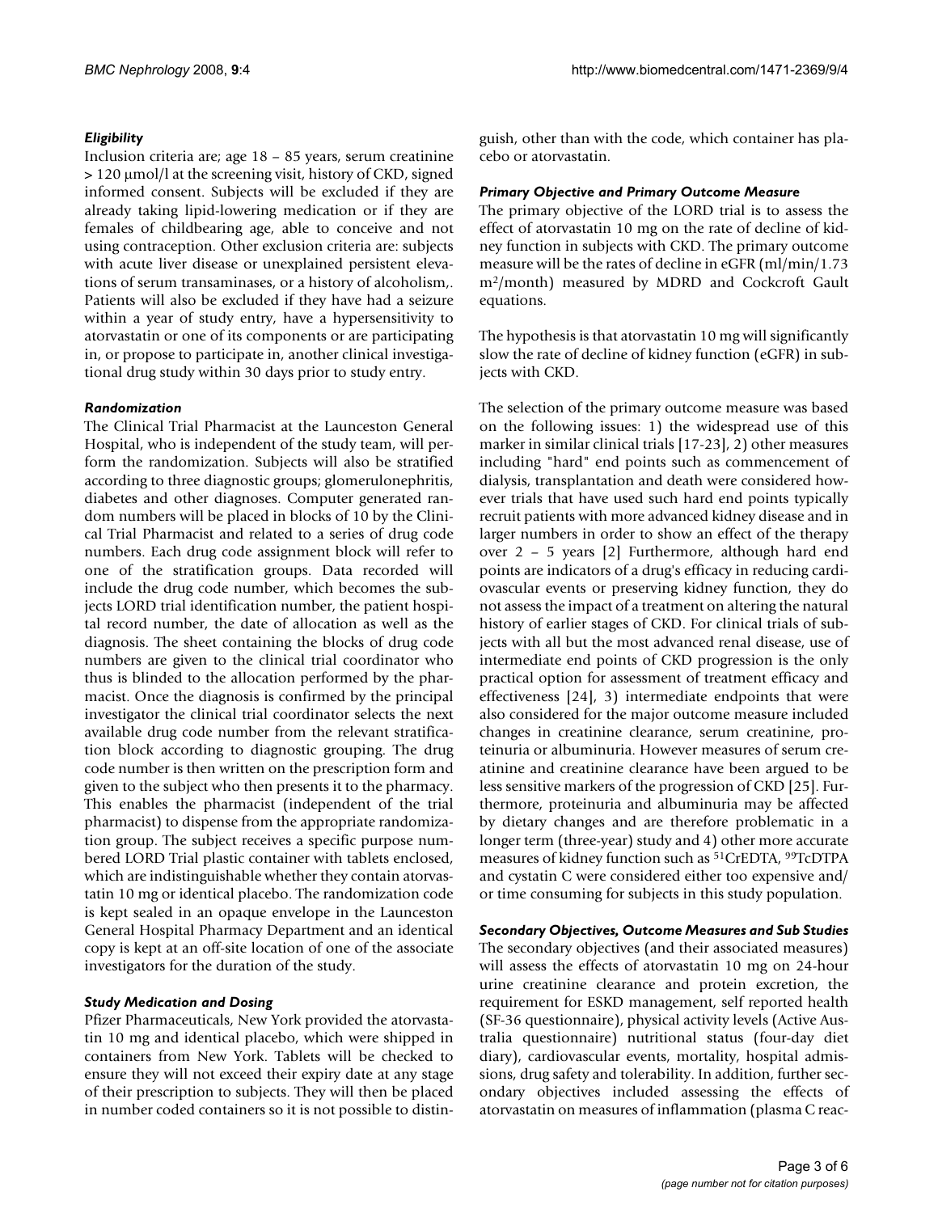### *Eligibility*

Inclusion criteria are; age 18 – 85 years, serum creatinine > 120 μmol/l at the screening visit, history of CKD, signed informed consent. Subjects will be excluded if they are already taking lipid-lowering medication or if they are females of childbearing age, able to conceive and not using contraception. Other exclusion criteria are: subjects with acute liver disease or unexplained persistent elevations of serum transaminases, or a history of alcoholism,. Patients will also be excluded if they have had a seizure within a year of study entry, have a hypersensitivity to atorvastatin or one of its components or are participating in, or propose to participate in, another clinical investigational drug study within 30 days prior to study entry.

### *Randomization*

The Clinical Trial Pharmacist at the Launceston General Hospital, who is independent of the study team, will perform the randomization. Subjects will also be stratified according to three diagnostic groups; glomerulonephritis, diabetes and other diagnoses. Computer generated random numbers will be placed in blocks of 10 by the Clinical Trial Pharmacist and related to a series of drug code numbers. Each drug code assignment block will refer to one of the stratification groups. Data recorded will include the drug code number, which becomes the subjects LORD trial identification number, the patient hospital record number, the date of allocation as well as the diagnosis. The sheet containing the blocks of drug code numbers are given to the clinical trial coordinator who thus is blinded to the allocation performed by the pharmacist. Once the diagnosis is confirmed by the principal investigator the clinical trial coordinator selects the next available drug code number from the relevant stratification block according to diagnostic grouping. The drug code number is then written on the prescription form and given to the subject who then presents it to the pharmacy. This enables the pharmacist (independent of the trial pharmacist) to dispense from the appropriate randomization group. The subject receives a specific purpose numbered LORD Trial plastic container with tablets enclosed, which are indistinguishable whether they contain atorvastatin 10 mg or identical placebo. The randomization code is kept sealed in an opaque envelope in the Launceston General Hospital Pharmacy Department and an identical copy is kept at an off-site location of one of the associate investigators for the duration of the study.

### *Study Medication and Dosing*

Pfizer Pharmaceuticals, New York provided the atorvastatin 10 mg and identical placebo, which were shipped in containers from New York. Tablets will be checked to ensure they will not exceed their expiry date at any stage of their prescription to subjects. They will then be placed in number coded containers so it is not possible to distinguish, other than with the code, which container has placebo or atorvastatin.

### *Primary Objective and Primary Outcome Measure*

The primary objective of the LORD trial is to assess the effect of atorvastatin 10 mg on the rate of decline of kidney function in subjects with CKD. The primary outcome measure will be the rates of decline in eGFR (ml/min/1.73 $m^2$/month) measured by MDRD and Cockcroft Gault equations.

The hypothesis is that atorvastatin 10 mg will significantly slow the rate of decline of kidney function (eGFR) in subjects with CKD.

The selection of the primary outcome measure was based on the following issues: 1) the widespread use of this marker in similar clinical trials [17-23], 2) other measures including "hard" end points such as commencement of dialysis, transplantation and death were considered however trials that have used such hard end points typically recruit patients with more advanced kidney disease and in larger numbers in order to show an effect of the therapy over 2 – 5 years [2] Furthermore, although hard end points are indicators of a drug's efficacy in reducing cardiovascular events or preserving kidney function, they do not assess the impact of a treatment on altering the natural history of earlier stages of CKD. For clinical trials of subjects with all but the most advanced renal disease, use of intermediate end points of CKD progression is the only practical option for assessment of treatment efficacy and effectiveness [24], 3) intermediate endpoints that were also considered for the major outcome measure included changes in creatinine clearance, serum creatinine, proteinuria or albuminuria. However measures of serum creatinine and creatinine clearance have been argued to be less sensitive markers of the progression of CKD [25]. Furthermore, proteinuria and albuminuria may be affected by dietary changes and are therefore problematic in a longer term (three-year) study and 4) other more accurate measures of kidney function such as $^{51}$CrEDTA, $^{99}$TcDTPA and cystatin C were considered either too expensive and/or time consuming for subjects in this study population.

### *Secondary Objectives, Outcome Measures and Sub Studies*

The secondary objectives (and their associated measures) will assess the effects of atorvastatin 10 mg on 24-hour urine creatinine clearance and protein excretion, the requirement for ESKD management, self reported health (SF-36 questionnaire), physical activity levels (Active Australia questionnaire) nutritional status (four-day diet diary), cardiovascular events, mortality, hospital admissions, drug safety and tolerability. In addition, further secondary objectives included assessing the effects of atorvastatin on measures of inflammation (plasma C reac-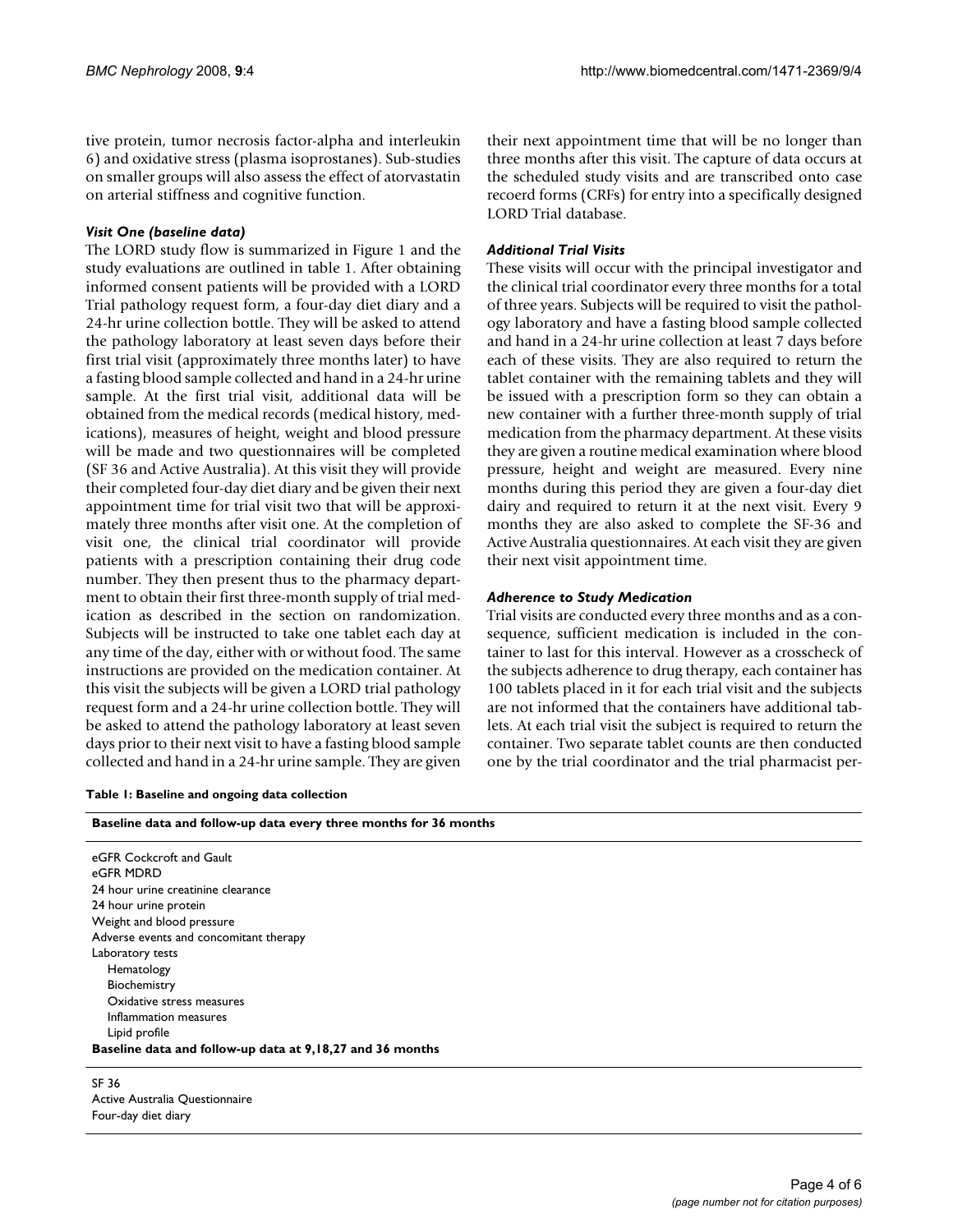tive protein, tumor necrosis factor-alpha and interleukin 6) and oxidative stress (plasma isoprostanes). Sub-studies on smaller groups will also assess the effect of atorvastatin on arterial stiffness and cognitive function.

### *Visit One (baseline data)*

The LORD study flow is summarized in Figure 1 and the study evaluations are outlined in table 1. After obtaining informed consent patients will be provided with a LORD Trial pathology request form, a four-day diet diary and a 24-hr urine collection bottle. They will be asked to attend the pathology laboratory at least seven days before their first trial visit (approximately three months later) to have a fasting blood sample collected and hand in a 24-hr urine sample. At the first trial visit, additional data will be obtained from the medical records (medical history, medications), measures of height, weight and blood pressure will be made and two questionnaires will be completed (SF 36 and Active Australia). At this visit they will provide their completed four-day diet diary and be given their next appointment time for trial visit two that will be approximately three months after visit one. At the completion of visit one, the clinical trial coordinator will provide patients with a prescription containing their drug code number. They then present thus to the pharmacy department to obtain their first three-month supply of trial medication as described in the section on randomization. Subjects will be instructed to take one tablet each day at any time of the day, either with or without food. The same instructions are provided on the medication container. At this visit the subjects will be given a LORD trial pathology request form and a 24-hr urine collection bottle. They will be asked to attend the pathology laboratory at least seven days prior to their next visit to have a fasting blood sample collected and hand in a 24-hr urine sample. They are given their next appointment time that will be no longer than three months after this visit. The capture of data occurs at the scheduled study visits and are transcribed onto case recoerd forms (CRFs) for entry into a specifically designed LORD Trial database.

### *Additional Trial Visits*

These visits will occur with the principal investigator and the clinical trial coordinator every three months for a total of three years. Subjects will be required to visit the pathology laboratory and have a fasting blood sample collected and hand in a 24-hr urine collection at least 7 days before each of these visits. They are also required to return the tablet container with the remaining tablets and they will be issued with a prescription form so they can obtain a new container with a further three-month supply of trial medication from the pharmacy department. At these visits they are given a routine medical examination where blood pressure, height and weight are measured. Every nine months during this period they are given a four-day diet dairy and required to return it at the next visit. Every 9 months they are also asked to complete the SF-36 and Active Australia questionnaires. At each visit they are given their next visit appointment time.

### *Adherence to Study Medication*

Trial visits are conducted every three months and as a consequence, sufficient medication is included in the container to last for this interval. However as a crosscheck of the subjects adherence to drug therapy, each container has 100 tablets placed in it for each trial visit and the subjects are not informed that the containers have additional tablets. At each trial visit the subject is required to return the container. Two separate tablet counts are then conducted one by the trial coordinator and the trial pharmacist per-

**Table 1: Baseline and ongoing data collection**

| **Baseline data and follow-up data every three months for 36 months** |
| --- |
| eGFR Cockcroft and Gault |
| eGFR MDRD |
| 24 hour urine creatinine clearance |
| 24 hour urine protein |
| Weight and blood pressure |
| Adverse events and concomitant therapy |
| Laboratory tests |
| Hematology |
| Biochemistry |
| Oxidative stress measures |
| Inflammation measures |
| Lipid profile |
| **Baseline data and follow-up data at 9,18,27 and 36 months** |
| SF 36 |
| Active Australia Questionnaire |
| Four-day diet diary |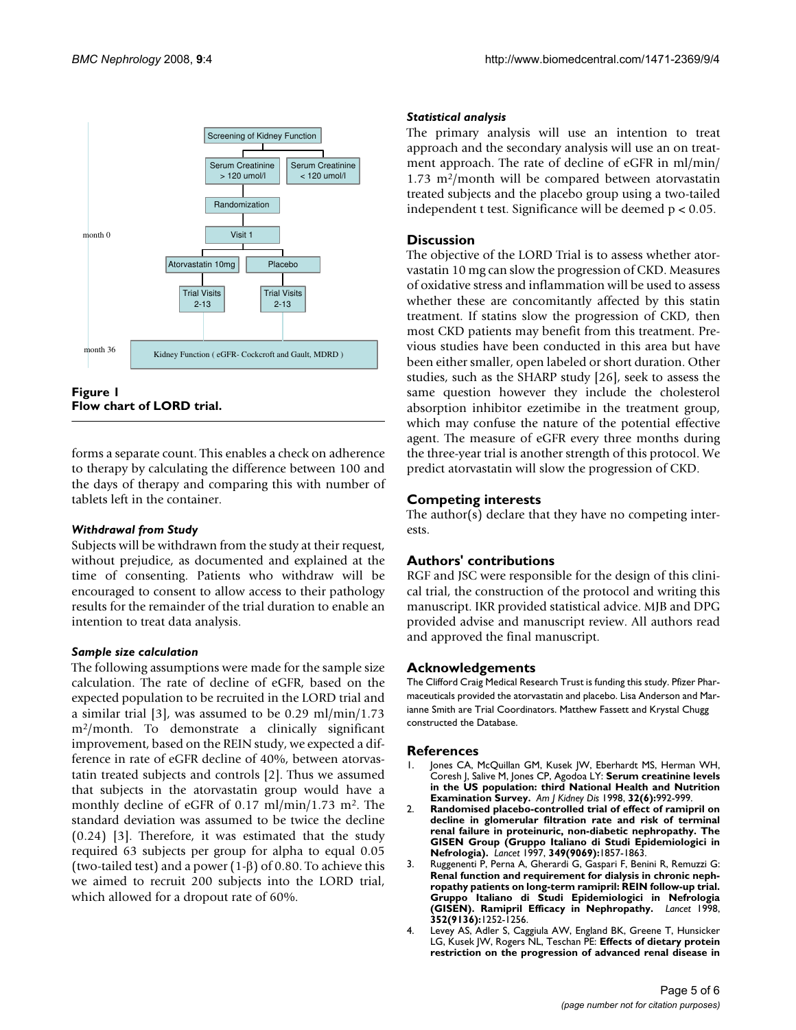Screening of Kidney Function

Serum Creatinine > 120 umol/l

Serum Creatinine < 120 umol/l

Randomization

month 0

Visit 1

Atorvastatin 10mg

Placebo

Trial Visits 2-13

Trial Visits 2-13

month 36

Kidney Function ( eGFR- Cockcroft and Gault, MDRD )

**Figure 1**
**Flow chart of LORD trial.**

forms a separate count. This enables a check on adherence to therapy by calculating the difference between 100 and the days of therapy and comparing this with number of tablets left in the container.

### *Withdrawal from Study*

Subjects will be withdrawn from the study at their request, without prejudice, as documented and explained at the time of consenting. Patients who withdraw will be encouraged to consent to allow access to their pathology results for the remainder of the trial duration to enable an intention to treat data analysis.

### *Sample size calculation*

The following assumptions were made for the sample size calculation. The rate of decline of eGFR, based on the expected population to be recruited in the LORD trial and a similar trial [3], was assumed to be 0.29 ml/min/1.73 $m^2$/month. To demonstrate a clinically significant improvement, based on the REIN study, we expected a difference in rate of eGFR decline of 40%, between atorvastatin treated subjects and controls [2]. Thus we assumed that subjects in the atorvastatin group would have a monthly decline of eGFR of 0.17 ml/min/1.73 $m^2$. The standard deviation was assumed to be twice the decline (0.24) [3]. Therefore, it was estimated that the study required 63 subjects per group for alpha to equal 0.05 (two-tailed test) and a power ($1-\beta$) of 0.80. To achieve this we aimed to recruit 200 subjects into the LORD trial, which allowed for a dropout rate of 60%.

### *Statistical analysis*

The primary analysis will use an intention to treat approach and the secondary analysis will use an on treatment approach. The rate of decline of eGFR in ml/min/1.73 $m^2$/month will be compared between atorvastatin treated subjects and the placebo group using a two-tailed independent t test. Significance will be deemed $p < 0.05$.

## Discussion

The objective of the LORD Trial is to assess whether atorvastatin 10 mg can slow the progression of CKD. Measures of oxidative stress and inflammation will be used to assess whether these are concomitantly affected by this statin treatment. If statins slow the progression of CKD, then most CKD patients may benefit from this treatment. Previous studies have been conducted in this area but have been either smaller, open labeled or short duration. Other studies, such as the SHARP study [26], seek to assess the same question however they include the cholesterol absorption inhibitor ezetimibe in the treatment group, which may confuse the nature of the potential effective agent. The measure of eGFR every three months during the three-year trial is another strength of this protocol. We predict atorvastatin will slow the progression of CKD.

## Competing interests

The author(s) declare that they have no competing interests.

## Authors' contributions

RGF and JSC were responsible for the design of this clinical trial, the construction of the protocol and writing this manuscript. IKR provided statistical advice. MJB and DPG provided advise and manuscript review. All authors read and approved the final manuscript.

## Acknowledgements

The Clifford Craig Medical Research Trust is funding this study. Pfizer Pharmaceuticals provided the atorvastatin and placebo. Lisa Anderson and Marianne Smith are Trial Coordinators. Matthew Fassett and Krystal Chugg constructed the Database.

## References

1. Jones CA, McQuillan GM, Kusek JW, Eberhardt MS, Herman WH, Coresh J, Salive M, Jones CP, Agodoa LY: **Serum creatinine levels in the US population: third National Health and Nutrition Examination Survey.** *Am J Kidney Dis* 1998, **32(6):**992-999.
2. **Randomised placebo-controlled trial of effect of ramipril on decline in glomerular filtration rate and risk of terminal renal failure in proteinuric, non-diabetic nephropathy. The GISEN Group (Gruppo Italiano di Studi Epidemiologici in Nefrologia).** *Lancet* 1997, **349(9069):**1857-1863.
3. Ruggenenti P, Perna A, Gherardi G, Gaspari F, Benini R, Remuzzi G: **Renal function and requirement for dialysis in chronic nephropathy patients on long-term ramipril: REIN follow-up trial. Gruppo Italiano di Studi Epidemiologici in Nefrologia (GISEN). Ramipril Efficacy in Nephropathy.** *Lancet* 1998, **352(9136):**1252-1256.
4. Levey AS, Adler S, Caggiula AW, England BK, Greene T, Hunsicker LG, Kusek JW, Rogers NL, Teschan PE: **Effects of dietary protein restriction on the progression of advanced renal disease in**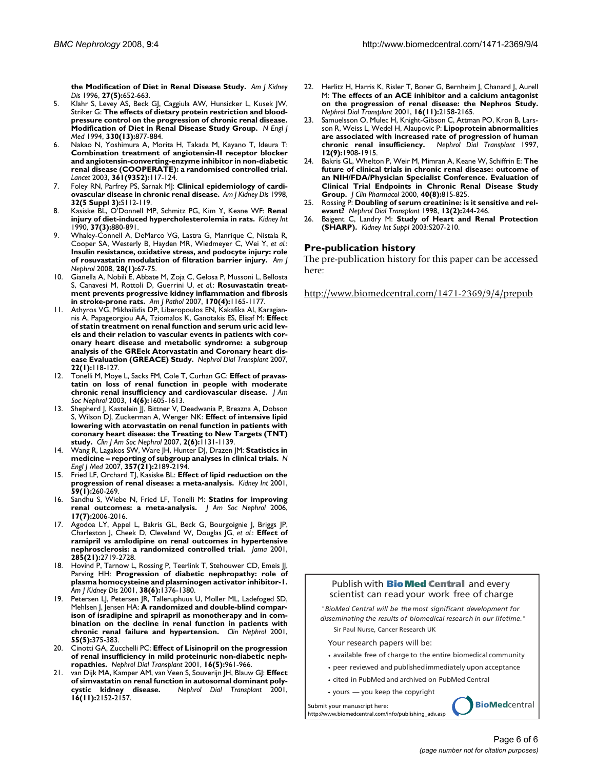the **Modification of Diet in Renal Disease Study.** *Am J Kidney Dis* 1996, **27(5):**652-663.

5. Klahr S, Levey AS, Beck GJ, Caggiula AW, Hunsicker L, Kusek JW, Striker G: **The effects of dietary protein restriction and blood-pressure control on the progression of chronic renal disease. Modification of Diet in Renal Disease Study Group.** *N Engl J Med* 1994, **330(13):**877-884.
6. Nakao N, Yoshimura A, Morita H, Takada M, Kayano T, Ideura T: **Combination treatment of angiotensin-II receptor blocker and angiotensin-converting-enzyme inhibitor in non-diabetic renal disease (COOPERATE): a randomised controlled trial.** *Lancet* 2003, **361(9352):**117-124.
7. Foley RN, Parfrey PS, Sarnak MJ: **Clinical epidemiology of cardiovascular disease in chronic renal disease.** *Am J Kidney Dis* 1998, **32(5 Suppl 3):**S112-119.
8. Kasiske BL, O'Donnell MP, Schmitz PG, Kim Y, Keane WF: **Renal injury of diet-induced hypercholesterolemia in rats.** *Kidney Int* 1990, **37(3):**880-891.
9. Whaley-Connell A, DeMarco VG, Lastra G, Manrique C, Nistala R, Cooper SA, Westerly B, Hayden MR, Wiedmeyer C, Wei Y, *et al.*: **Insulin resistance, oxidative stress, and podocyte injury: role of rosuvastatin modulation of filtration barrier injury.** *Am J Nephrol* 2008, **28(1):**67-75.
10. Gianella A, Nobili E, Abbate M, Zoja C, Gelosa P, Mussoni L, Bellosta S, Canavesi M, Rottoli D, Guerrini U, *et al.*: **Rosuvastatin treatment prevents progressive kidney inflammation and fibrosis in stroke-prone rats.** *Am J Pathol* 2007, **170(4):**1165-1177.
11. Athyros VG, Mikhailidis DP, Liberopoulos EN, Kakafika AI, Karagiannis A, Papageorgiou AA, Tziomalos K, Ganotakis ES, Elisaf M: **Effect of statin treatment on renal function and serum uric acid levels and their relation to vascular events in patients with coronary heart disease and metabolic syndrome: a subgroup analysis of the GREek Atorvastatin and Coronary heart disease Evaluation (GREACE) Study.** *Nephrol Dial Transplant* 2007, **22(1):**118-127.
12. Tonelli M, Moye L, Sacks FM, Cole T, Curhan GC: **Effect of pravastatin on loss of renal function in people with moderate chronic renal insufficiency and cardiovascular disease.** *J Am Soc Nephrol* 2003, **14(6):**1605-1613.
13. Shepherd J, Kastelein JJ, Bittner V, Deedwania P, Breazna A, Dobson S, Wilson DJ, Zuckerman A, Wenger NK: **Effect of intensive lipid lowering with atorvastatin on renal function in patients with coronary heart disease: the Treating to New Targets (TNT) study.** *Clin J Am Soc Nephrol* 2007, **2(6):**1131-1139.
14. Wang R, Lagakos SW, Ware JH, Hunter DJ, Drazen JM: **Statistics in medicine – reporting of subgroup analyses in clinical trials.** *N Engl J Med* 2007, **357(21):**2189-2194.
15. Fried LF, Orchard TJ, Kasiske BL: **Effect of lipid reduction on the progression of renal disease: a meta-analysis.** *Kidney Int* 2001, **59(1):**260-269.
16. Sandhu S, Wiebe N, Fried LF, Tonelli M: **Statins for improving renal outcomes: a meta-analysis.** *J Am Soc Nephrol* 2006, **17(7):**2006-2016.
17. Agodoa LY, Appel L, Bakris GL, Beck G, Bourgoignie J, Briggs JP, Charleston J, Cheek D, Cleveland W, Douglas JG, *et al.*: **Effect of ramipril vs amlodipine on renal outcomes in hypertensive nephrosclerosis: a randomized controlled trial.** *Jama* 2001, **285(21):**2719-2728.
18. Hovind P, Tarnow L, Rossing P, Teerlink T, Stehouwer CD, Emeis JJ, Parving HH: **Progression of diabetic nephropathy: role of plasma homocysteine and plasminogen activator inhibitor-1.** *Am J Kidney Dis* 2001, **38(6):**1376-1380.
19. Petersen LJ, Petersen JR, Talleruphuus U, Moller ML, Ladefoged SD, Mehlsen J, Jensen HA: **A randomized and double-blind comparison of isradipine and spirapril as monotherapy and in combination on the decline in renal function in patients with chronic renal failure and hypertension.** *Clin Nephrol* 2001, **55(5):**375-383.
20. Cinotti GA, Zucchelli PC: **Effect of Lisinopril on the progression of renal insufficiency in mild proteinuric non-diabetic nephropathies.** *Nephrol Dial Transplant* 2001, **16(5):**961-966.
21. van Dijk MA, Kamper AM, van Veen S, Souverijn JH, Blauw GJ: **Effect of simvastatin on renal function in autosomal dominant polycystic kidney disease.** *Nephrol Dial Transplant* 2001, **16(11):**2152-2157.
22. Herlitz H, Harris K, Risler T, Boner G, Bernheim J, Chanard J, Aurell M: **The effects of an ACE inhibitor and a calcium antagonist on the progression of renal disease: the Nephros Study.** *Nephrol Dial Transplant* 2001, **16(11):**2158-2165.
23. Samuelsson O, Mulec H, Knight-Gibson C, Attman PO, Kron B, Larsson R, Weiss L, Wedel H, Alaupovic P: **Lipoprotein abnormalities are associated with increased rate of progression of human chronic renal insufficiency.** *Nephrol Dial Transplant* 1997, **12(9):**1908-1915.
24. Bakris GL, Whelton P, Weir M, Mimran A, Keane W, Schiffrin E: **The future of clinical trials in chronic renal disease: outcome of an NIH/FDA/Physician Specialist Conference. Evaluation of Clinical Trial Endpoints in Chronic Renal Disease Study Group.** *J Clin Pharmacol* 2000, **40(8):**815-825.
25. Rossing P: **Doubling of serum creatinine: is it sensitive and relevant?** *Nephrol Dial Transplant* 1998, **13(2):**244-246.
26. Baigent C, Landry M: **Study of Heart and Renal Protection (SHARP).** *Kidney Int Suppl* 2003:S207-210.

## Pre-publication history

The pre-publication history for this paper can be accessed here:

http://www.biomedcentral.com/1471-2369/9/4/prepub

Publish with **BioMed Central** and every scientist can read your work free of charge

*"BioMed Central will be the most significant development for disseminating the results of biomedical research in our lifetime."*
Sir Paul Nurse, Cancer Research UK

Your research papers will be:

- available free of charge to the entire biomedical community
- peer reviewed and published immediately upon acceptance
- cited in PubMed and archived on PubMed Central
- yours — you keep the copyright

Submit your manuscript here:
http://www.biomedcentral.com/info/publishing_adv.asp

BioMedcentral